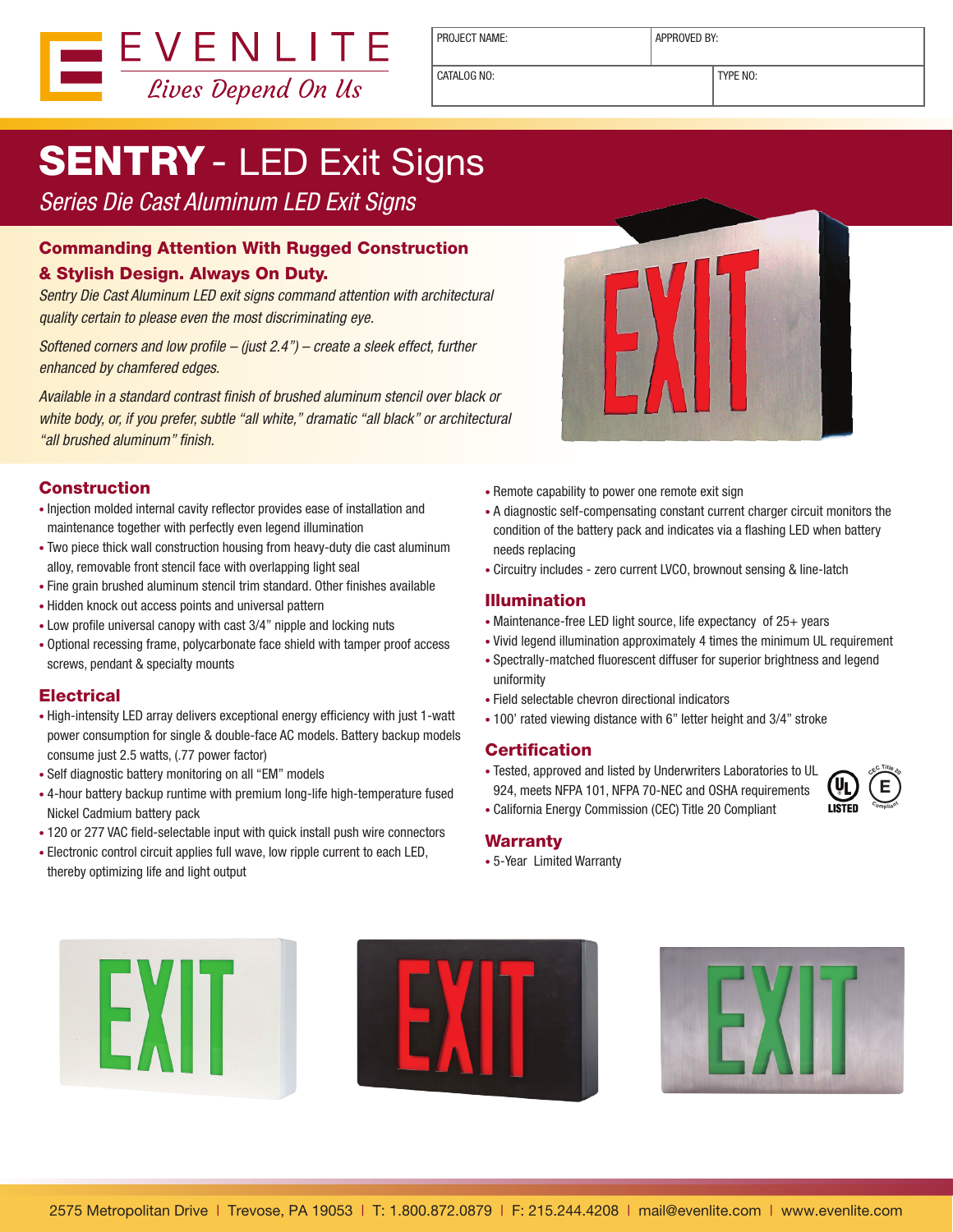EVENLITE
*Lives Depend On Us*

| PROJECT NAME: | APPROVED BY: |
| --- | --- |
| CATALOG NO: | TYPE NO: |

# SENTRY - LED Exit Signs

*Series Die Cast Aluminum LED Exit Signs*

## Commanding Attention With Rugged Construction & Stylish Design. Always On Duty.

*Sentry Die Cast Aluminum LED exit signs command attention with architectural quality certain to please even the most discriminating eye.*

*Softened corners and low profile – (just 2.4") – create a sleek effect, further enhanced by chamfered edges.*

*Available in a standard contrast finish of brushed aluminum stencil over black or white body, or, if you prefer, subtle "all white," dramatic "all black" or architectural "all brushed aluminum" finish.*

## Construction

- Injection molded internal cavity reflector provides ease of installation and maintenance together with perfectly even legend illumination
- Two piece thick wall construction housing from heavy-duty die cast aluminum alloy, removable front stencil face with overlapping light seal
- Fine grain brushed aluminum stencil trim standard. Other finishes available
- Hidden knock out access points and universal pattern
- Low profile universal canopy with cast 3/4" nipple and locking nuts
- Optional recessing frame, polycarbonate face shield with tamper proof access screws, pendant & specialty mounts

## Electrical

- High-intensity LED array delivers exceptional energy efficiency with just 1-watt power consumption for single & double-face AC models. Battery backup models consume just 2.5 watts, (.77 power factor)
- Self diagnostic battery monitoring on all "EM" models
- 4-hour battery backup runtime with premium long-life high-temperature fused Nickel Cadmium battery pack
- 120 or 277 VAC field-selectable input with quick install push wire connectors
- Electronic control circuit applies full wave, low ripple current to each LED, thereby optimizing life and light output
- Remote capability to power one remote exit sign
- A diagnostic self-compensating constant current charger circuit monitors the condition of the battery pack and indicates via a flashing LED when battery needs replacing
- Circuitry includes - zero current LVCO, brownout sensing & line-latch

## Illumination

- Maintenance-free LED light source, life expectancy of 25+ years
- Vivid legend illumination approximately 4 times the minimum UL requirement
- Spectrally-matched fluorescent diffuser for superior brightness and legend uniformity
- Field selectable chevron directional indicators
- 100' rated viewing distance with 6" letter height and 3/4" stroke

## Certification

- Tested, approved and listed by Underwriters Laboratories to UL 924, meets NFPA 101, NFPA 70-NEC and OSHA requirements
- California Energy Commission (CEC) Title 20 Compliant

## Warranty

- 5-Year Limited Warranty

2575 Metropolitan Drive | Trevose, PA 19053 | T: 1.800.872.0879 | F: 215.244.4208 | mail@evenlite.com | www.evenlite.com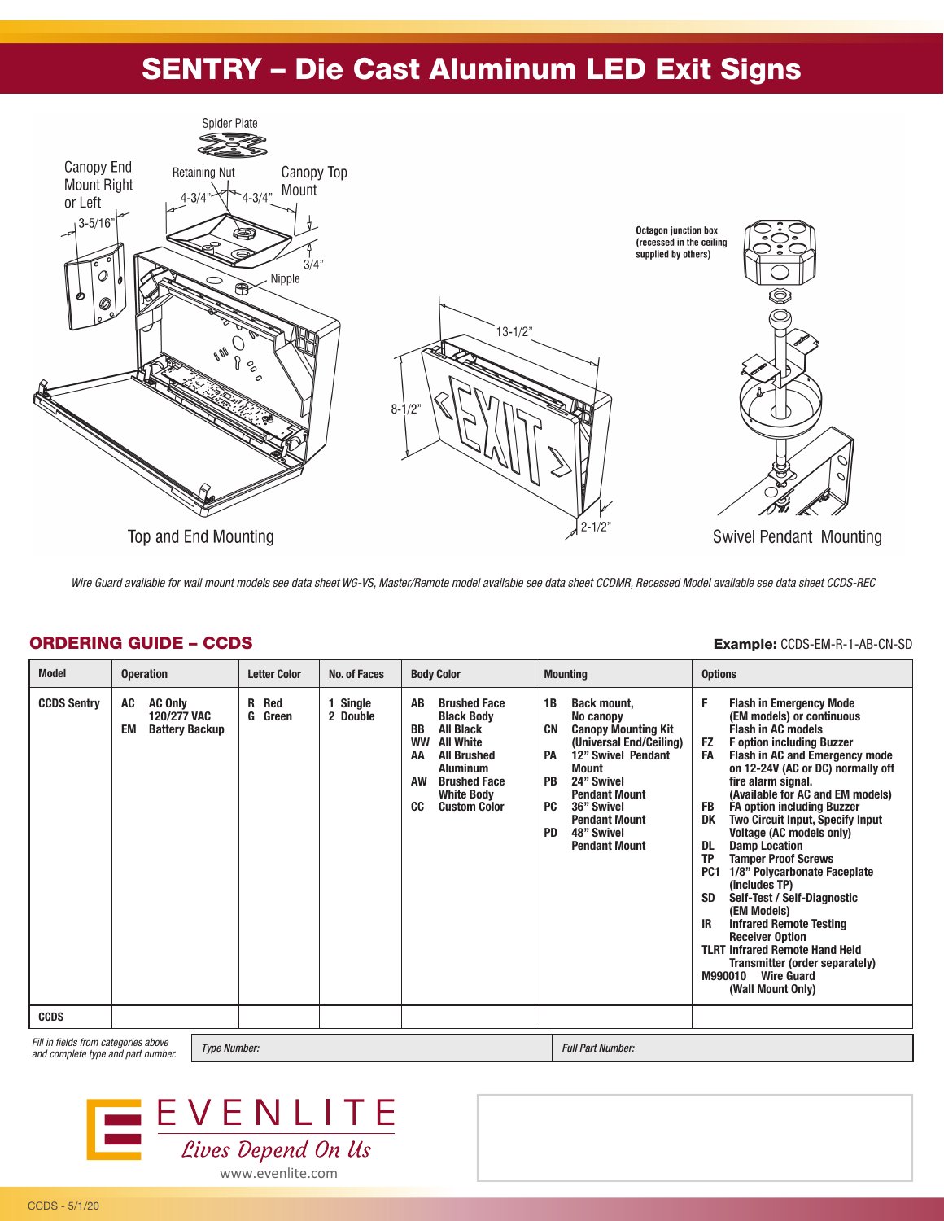# SENTRY – Die Cast Aluminum LED Exit Signs

Spider Plate

Canopy End Mount Right or Left

Retaining Nut

Canopy Top Mount

4-3/4" 4-3/4"

3-5/16"

3/4"

Nipple

Top and End Mounting

13-1/2"

8-1/2"

2-1/2"

Octagon junction box (recessed in the ceiling supplied by others)

Swivel Pendant Mounting

*Wire Guard available for wall mount models see data sheet WG-VS, Master/Remote model available see data sheet CCDMR, Recessed Model available see data sheet CCDS-REC*

## ORDERING GUIDE – CCDS

**Example:** CCDS-EM-R-1-AB-CN-SD

| Model | Operation | Letter Color | No. of Faces | Body Color | Mounting | Options |
|---|---|---|---|---|---|---|
| **CCDS Sentry** | **AC** AC Only 120/277 VAC<br>**EM** Battery Backup | **R** Red<br>**G** Green | **1** Single<br>**2** Double | **AB** Brushed Face Black Body<br>**BB** All Black<br>**WW** All White<br>**AA** All Brushed Aluminum<br>**AW** Brushed Face White Body<br>**CC** Custom Color | **1B** Back mount, No canopy<br>**CN** Canopy Mounting Kit (Universal End/Ceiling)<br>**PA** 12" Swivel Pendant Mount<br>**PB** 24" Swivel Pendant Mount<br>**PC** 36" Swivel Pendant Mount<br>**PD** 48" Swivel Pendant Mount | **F** Flash in Emergency Mode (EM models) or continuous Flash in AC models<br>**FZ** F option including Buzzer<br>**FA** Flash in AC and Emergency mode on 12-24V (AC or DC) normally off fire alarm signal. (Available for AC and EM models)<br>**FB** FA option including Buzzer<br>**DK** Two Circuit Input, Specify Input Voltage (AC models only)<br>**DL** Damp Location<br>**TP** Tamper Proof Screws<br>**PC1** 1/8" Polycarbonate Faceplate (includes TP)<br>**SD** Self-Test / Self-Diagnostic (EM Models)<br>**IR** Infrared Remote Testing Receiver Option<br>**TLRT** Infrared Remote Hand Held Transmitter (order separately)<br>**M990010** Wire Guard (Wall Mount Only) |
| **CCDS** | | | | | | |

*Fill in fields from categories above and complete type and part number.*

| *Type Number:* | *Full Part Number:* |
|---|---|
| | |

EVENLITE
*Lives Depend On Us*
www.evenlite.com

CCDS - 5/1/20